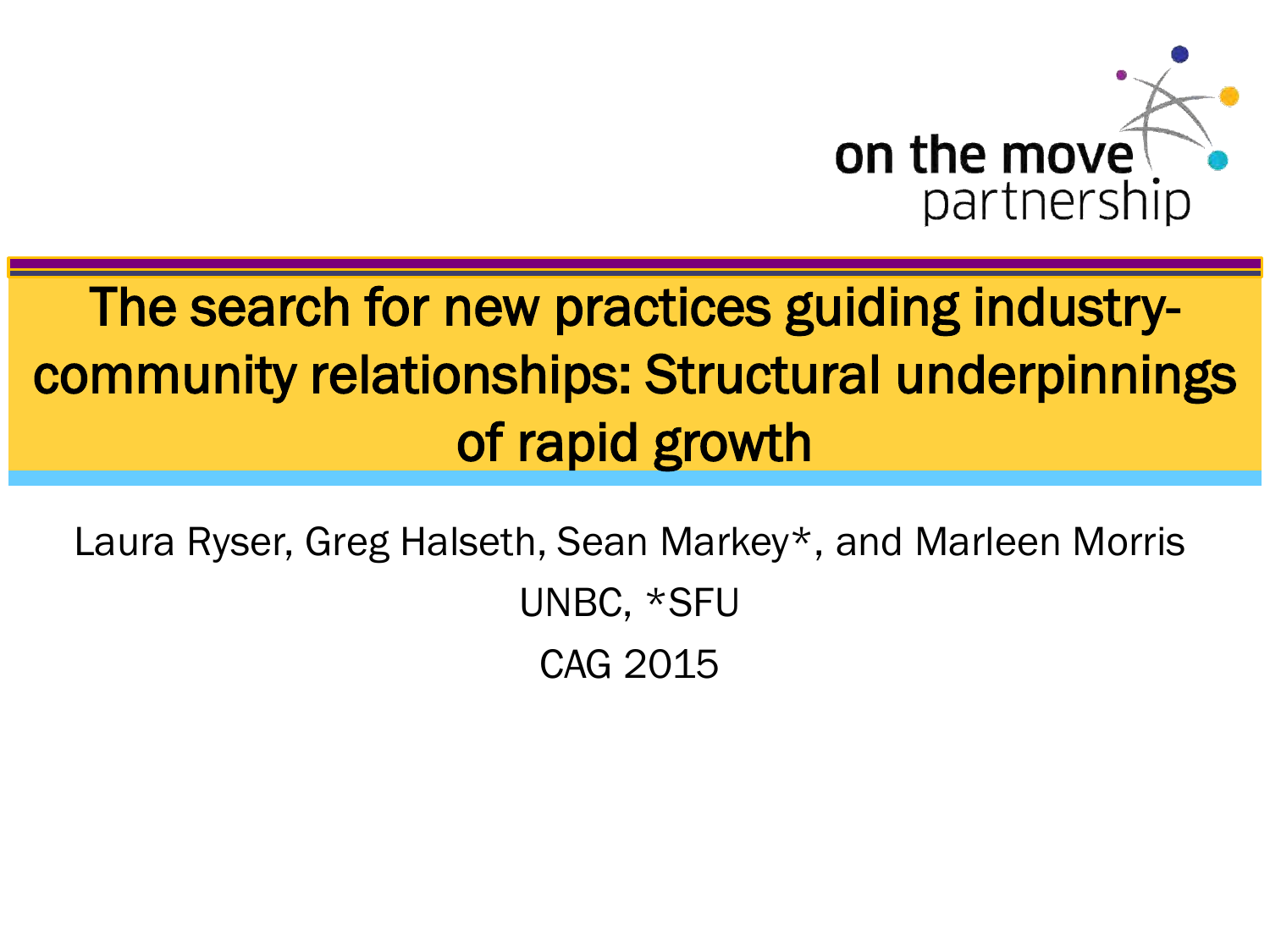on the move partnership

# The search for new practices guiding industry-community relationships: Structural underpinnings of rapid growth

Laura Ryser, Greg Halseth, Sean Markey*, and Marleen Morris

UNBC, *SFU

CAG 2015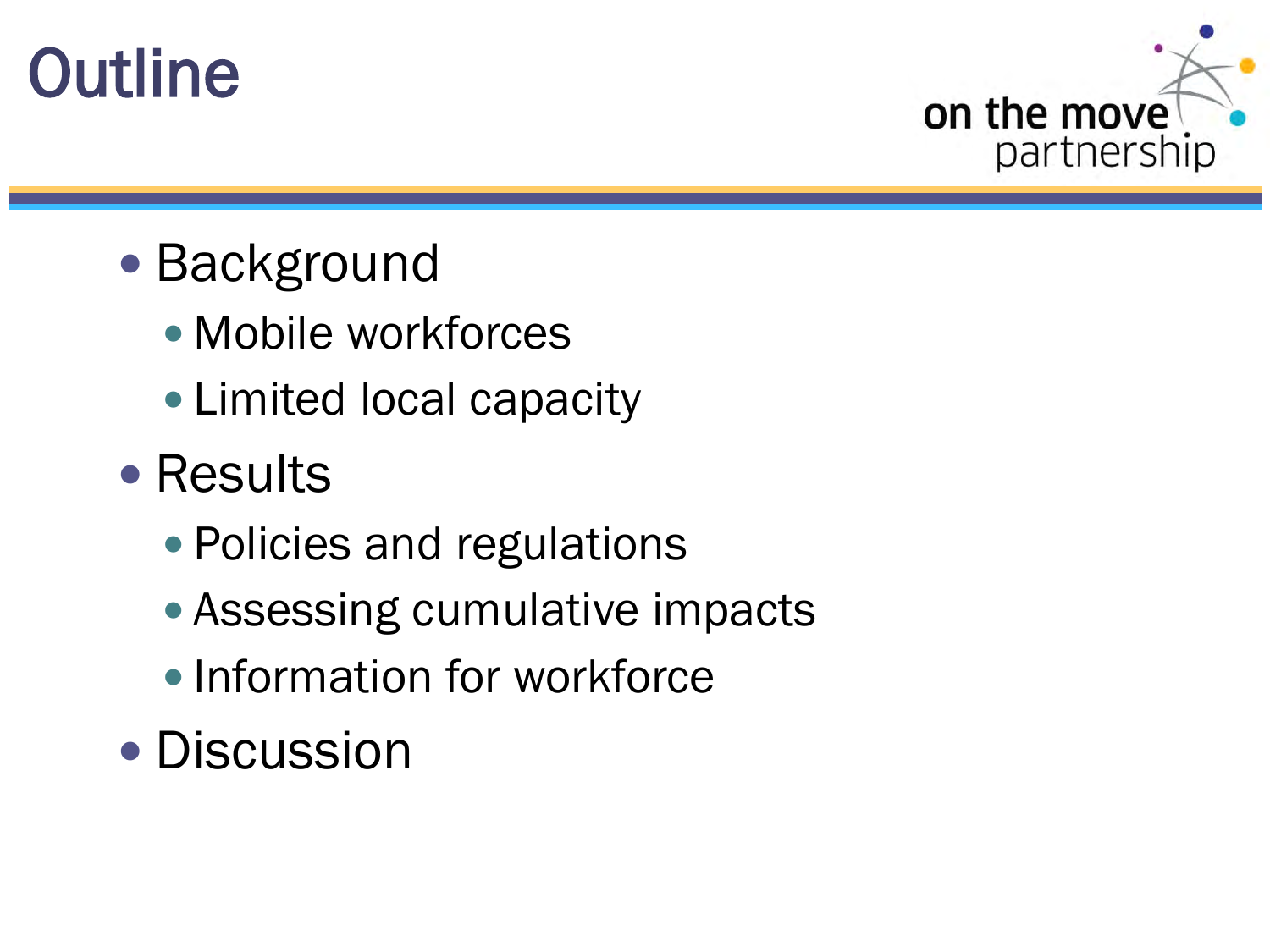# Outline

- Background
  - Mobile workforces
  - Limited local capacity
- Results
  - Policies and regulations
  - Assessing cumulative impacts
  - Information for workforce
- Discussion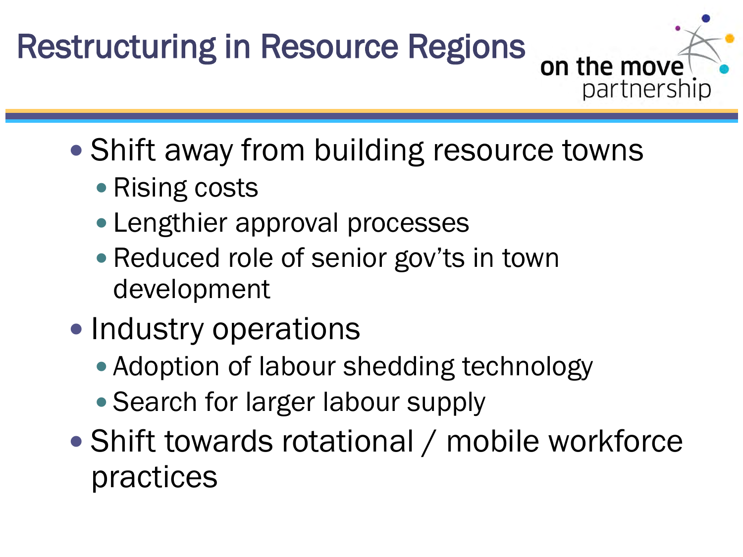# Restructuring in Resource Regions

- Shift away from building resource towns
  - Rising costs
  - Lengthier approval processes
  - Reduced role of senior gov'ts in town development
- Industry operations
  - Adoption of labour shedding technology
  - Search for larger labour supply
- Shift towards rotational / mobile workforce practices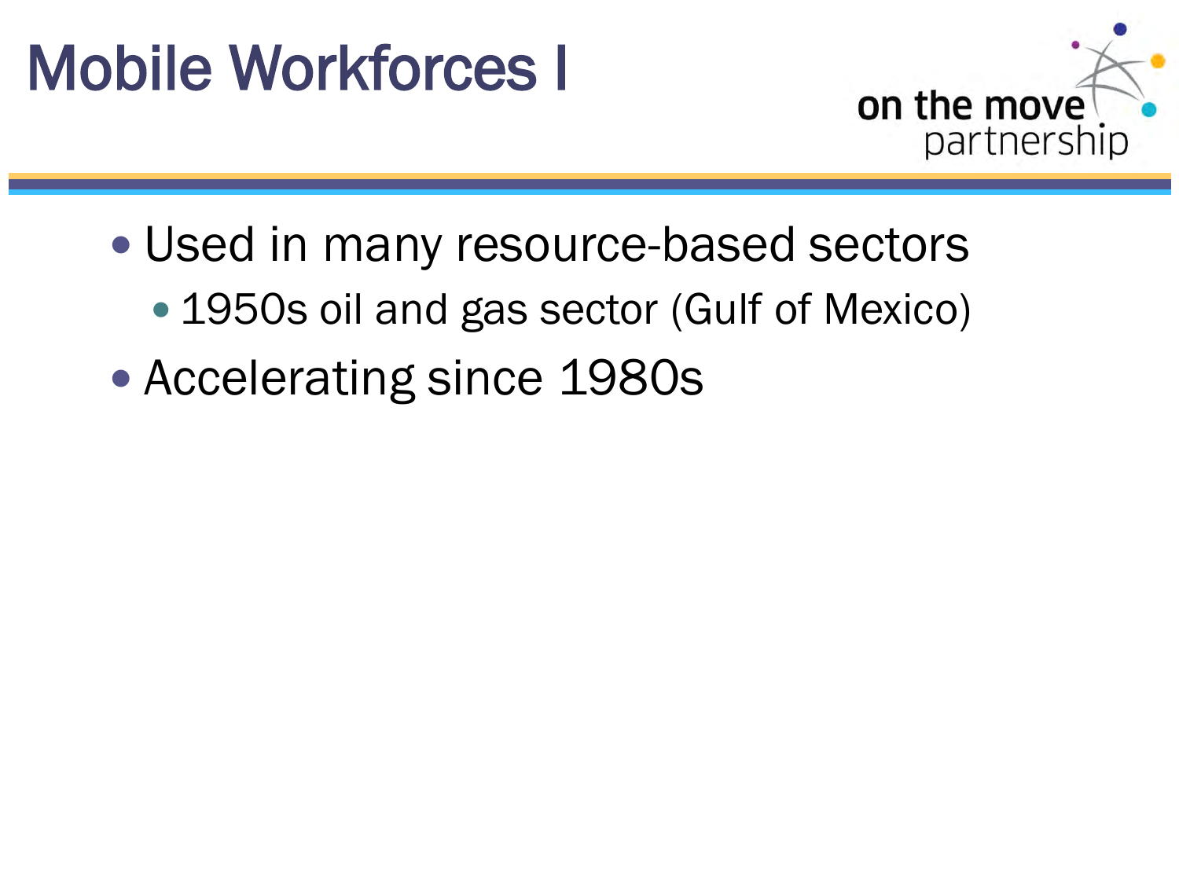# Mobile Workforces I

- Used in many resource-based sectors
  - 1950s oil and gas sector (Gulf of Mexico)
- Accelerating since 1980s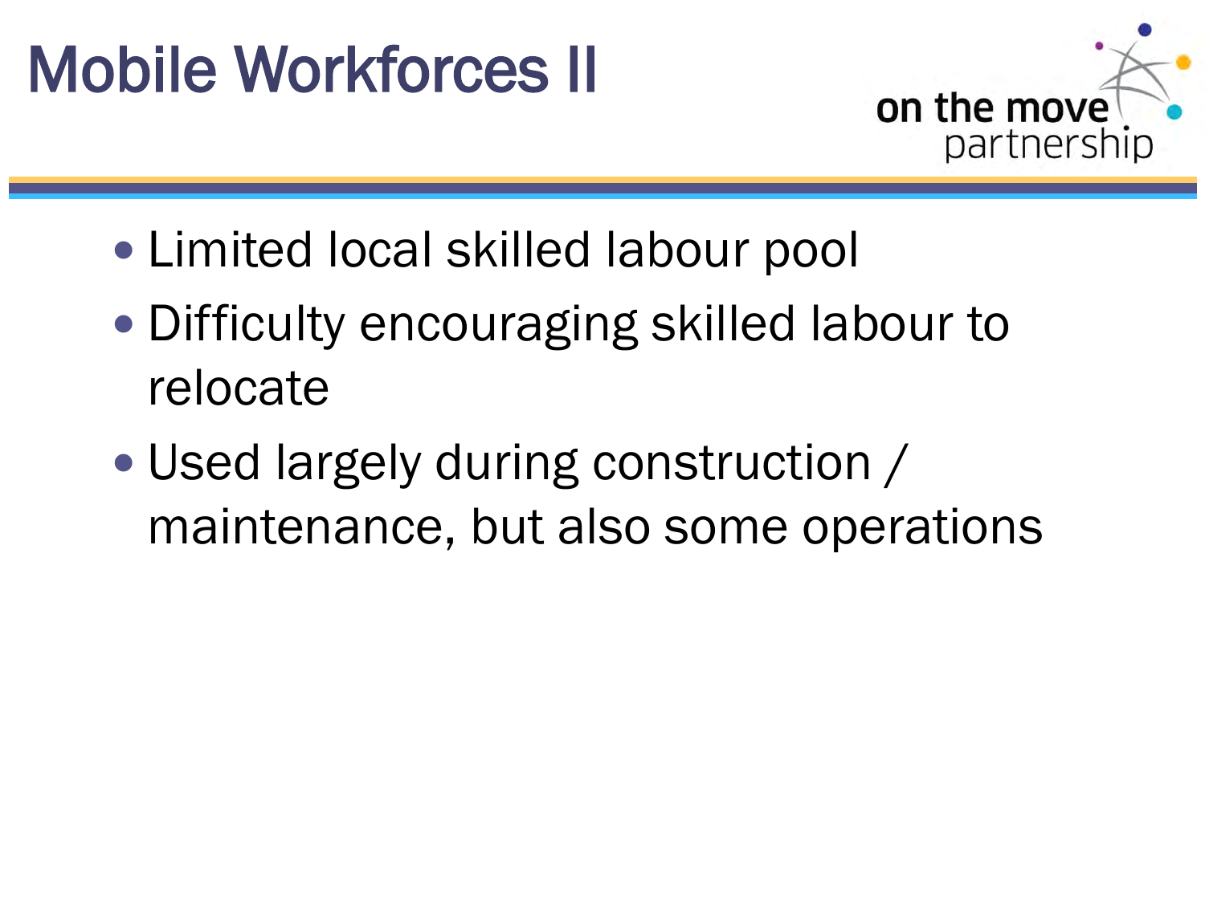# Mobile Workforces II

- Limited local skilled labour pool
- Difficulty encouraging skilled labour to relocate
- Used largely during construction / maintenance, but also some operations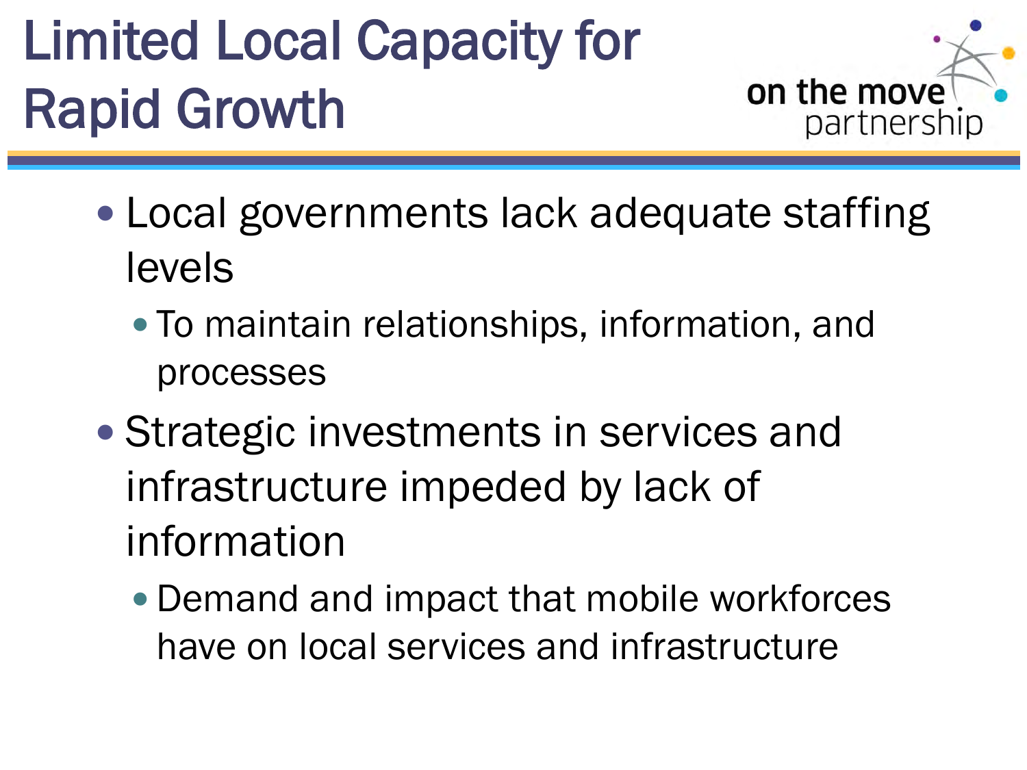# Limited Local Capacity for Rapid Growth

on the move partnership

- Local governments lack adequate staffing levels
  - To maintain relationships, information, and processes
- Strategic investments in services and infrastructure impeded by lack of information
  - Demand and impact that mobile workforces have on local services and infrastructure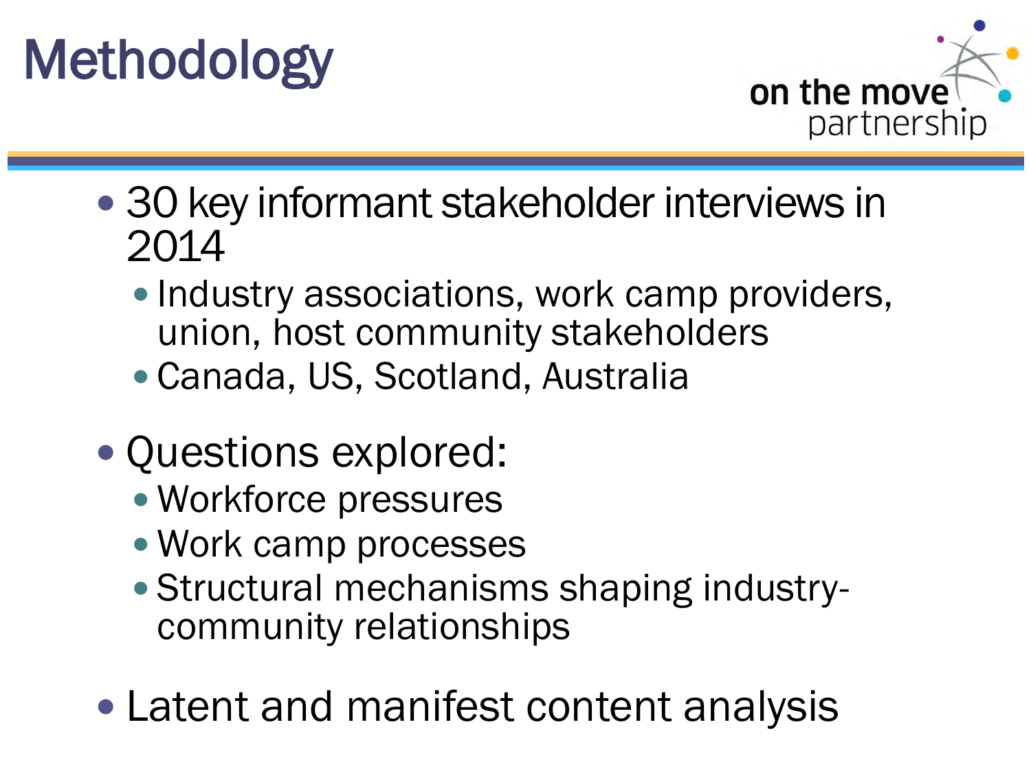# Methodology

- 30 key informant stakeholder interviews in 2014
  - Industry associations, work camp providers, union, host community stakeholders
  - Canada, US, Scotland, Australia
- Questions explored:
  - Workforce pressures
  - Work camp processes
  - Structural mechanisms shaping industry-community relationships
- Latent and manifest content analysis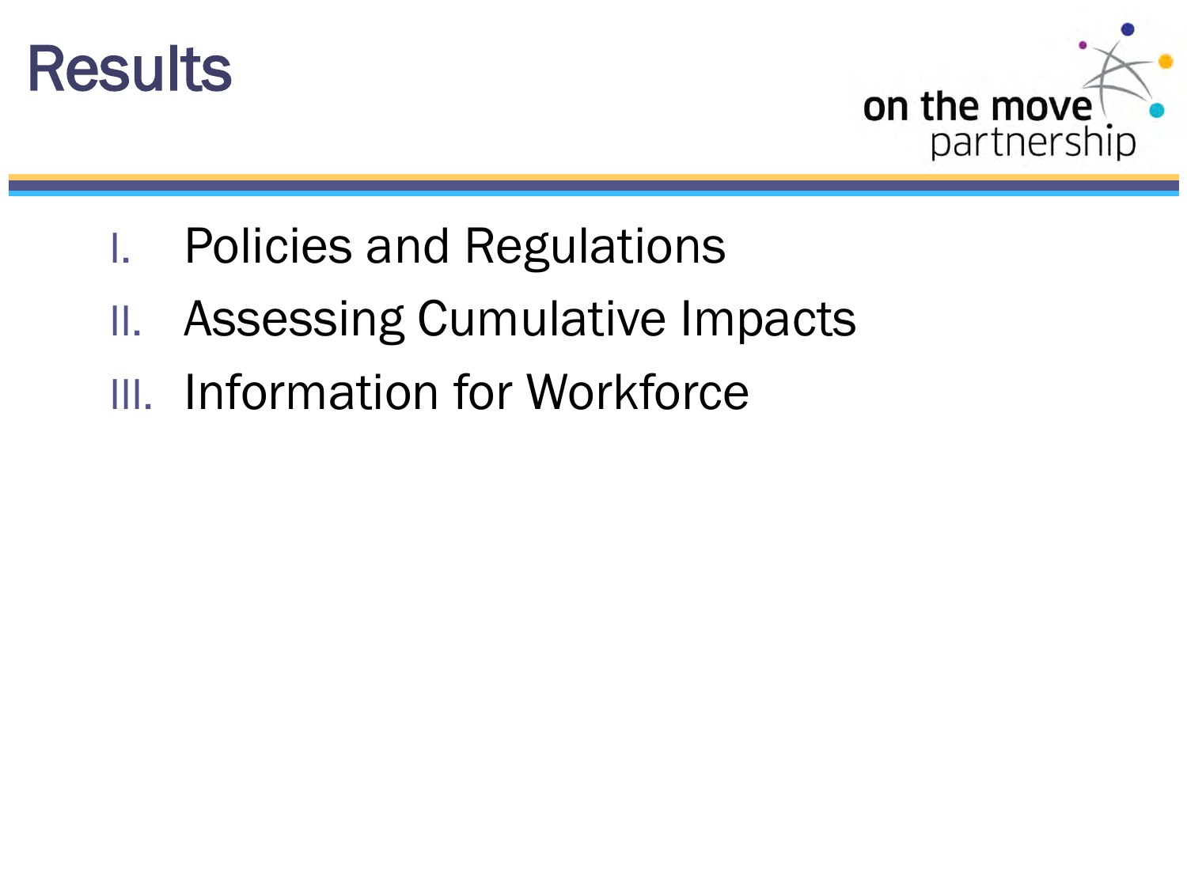# Results

I. Policies and Regulations
II. Assessing Cumulative Impacts
III. Information for Workforce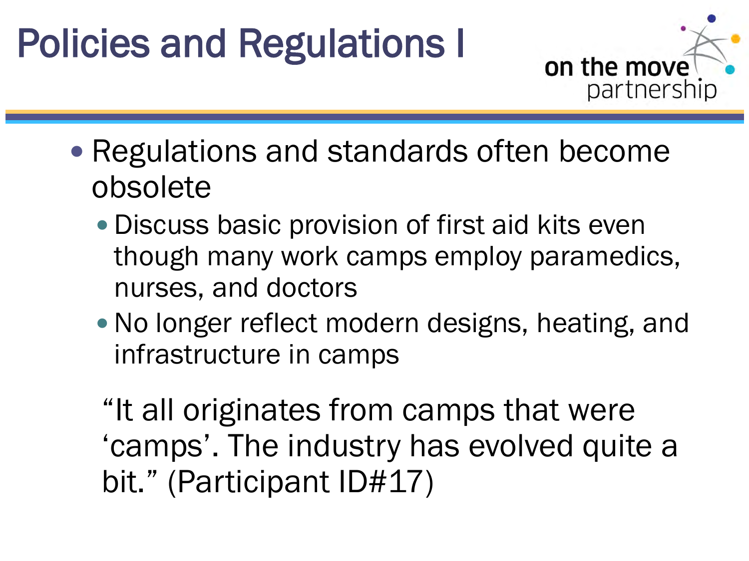# Policies and Regulations I

on the move partnership

- Regulations and standards often become obsolete
  - Discuss basic provision of first aid kits even though many work camps employ paramedics, nurses, and doctors
  - No longer reflect modern designs, heating, and infrastructure in camps

"It all originates from camps that were 'camps'. The industry has evolved quite a bit." (Participant ID#17)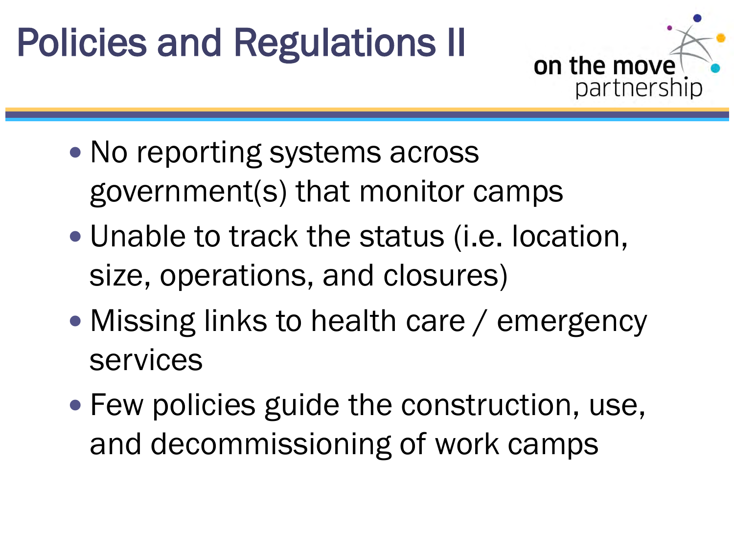# Policies and Regulations II

- No reporting systems across government(s) that monitor camps
- Unable to track the status (i.e. location, size, operations, and closures)
- Missing links to health care / emergency services
- Few policies guide the construction, use, and decommissioning of work camps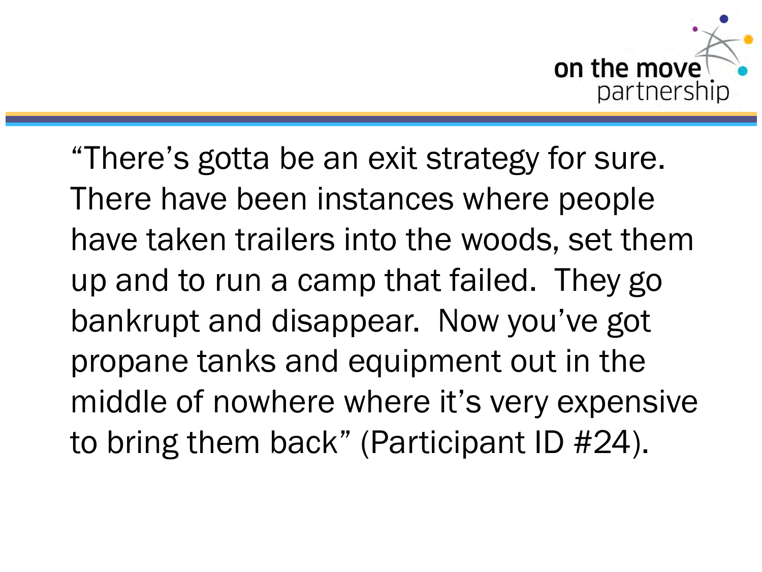"There's gotta be an exit strategy for sure. There have been instances where people have taken trailers into the woods, set them up and to run a camp that failed.  They go bankrupt and disappear.  Now you've got propane tanks and equipment out in the middle of nowhere where it's very expensive to bring them back" (Participant ID #24).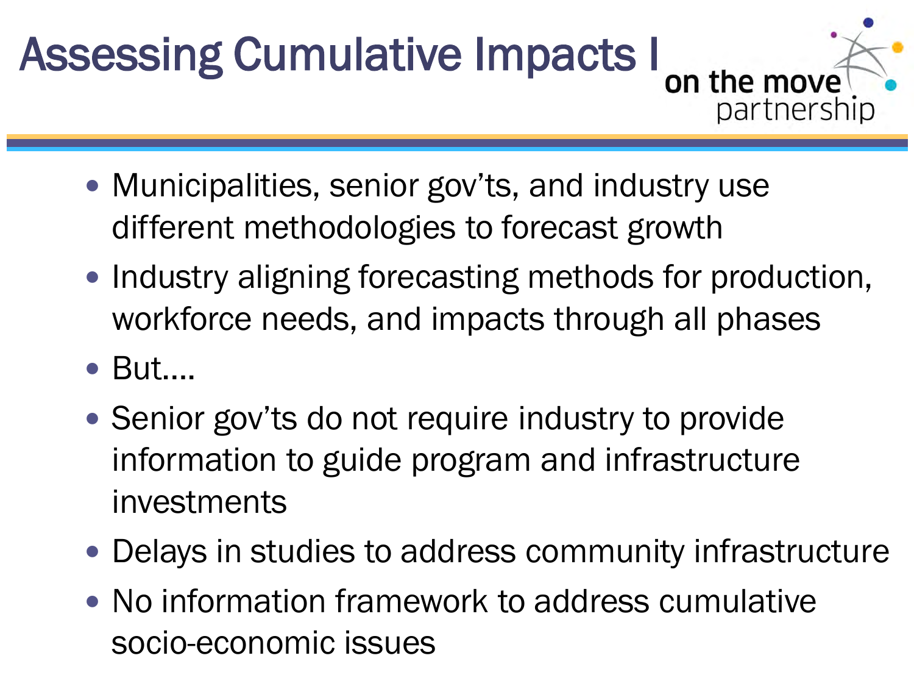# Assessing Cumulative Impacts I

on the move partnership

- Municipalities, senior gov'ts, and industry use different methodologies to forecast growth
- Industry aligning forecasting methods for production, workforce needs, and impacts through all phases
- But....
- Senior gov'ts do not require industry to provide information to guide program and infrastructure investments
- Delays in studies to address community infrastructure
- No information framework to address cumulative socio-economic issues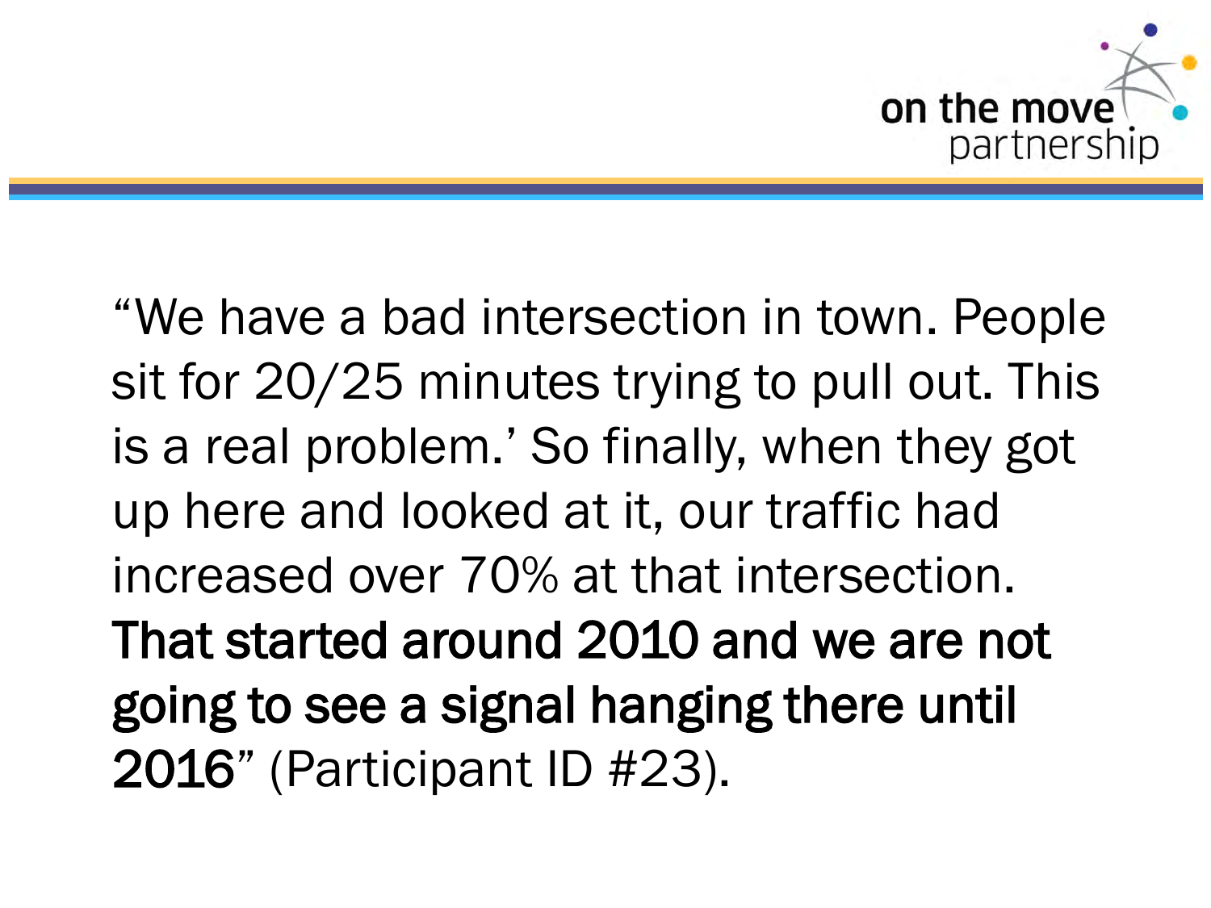"We have a bad intersection in town. People sit for 20/25 minutes trying to pull out. This is a real problem.' So finally, when they got up here and looked at it, our traffic had increased over 70% at that intersection. **That started around 2010 and we are not going to see a signal hanging there until 2016**" (Participant ID #23).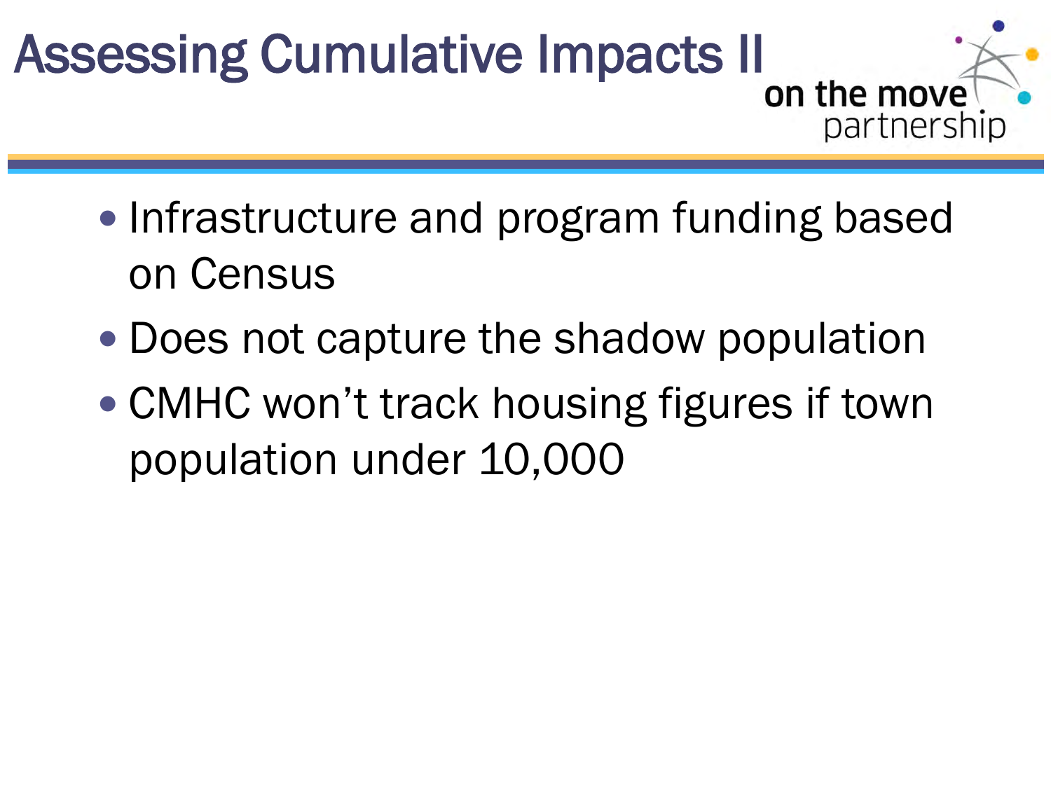# Assessing Cumulative Impacts II

on the move partnership

- Infrastructure and program funding based on Census
- Does not capture the shadow population
- CMHC won't track housing figures if town population under 10,000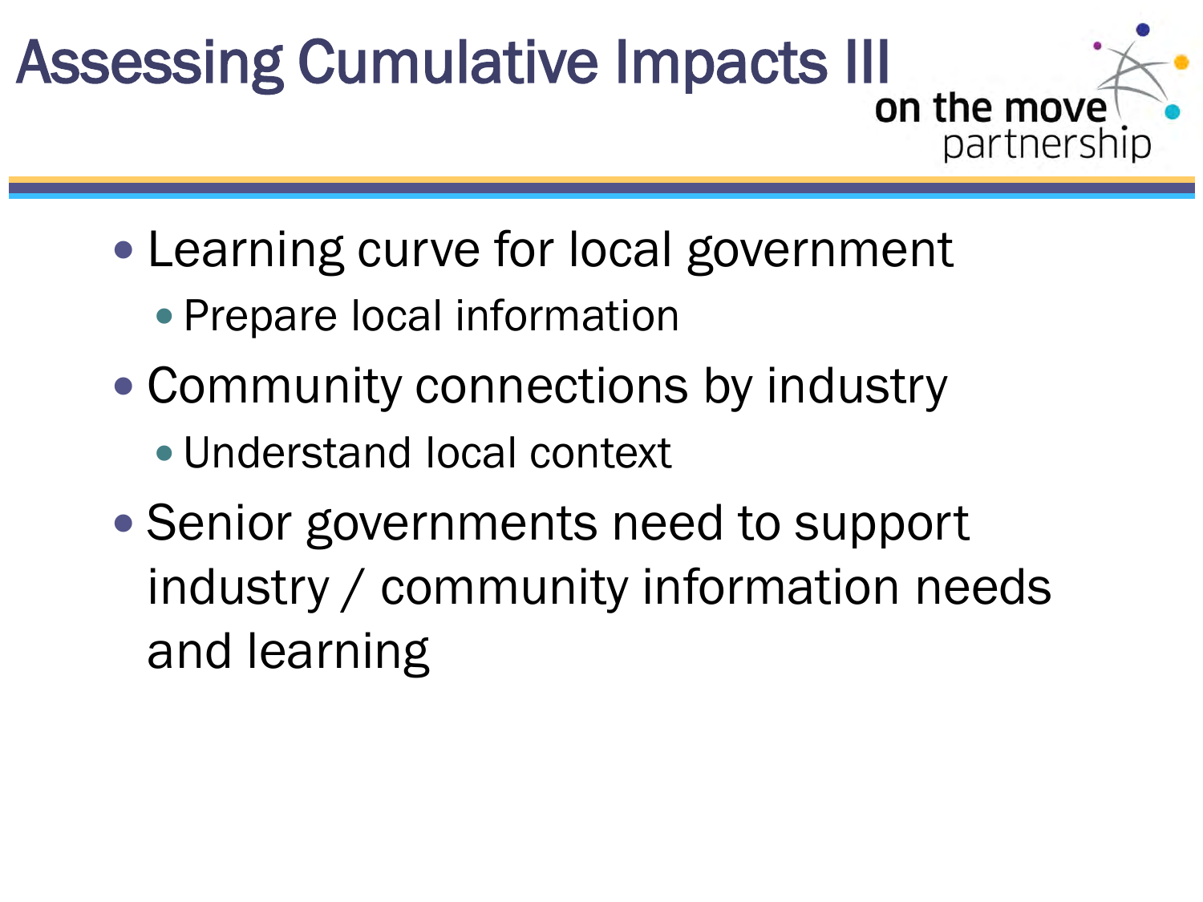# Assessing Cumulative Impacts III

on the move partnership

- Learning curve for local government
  - Prepare local information
- Community connections by industry
  - Understand local context
- Senior governments need to support industry / community information needs and learning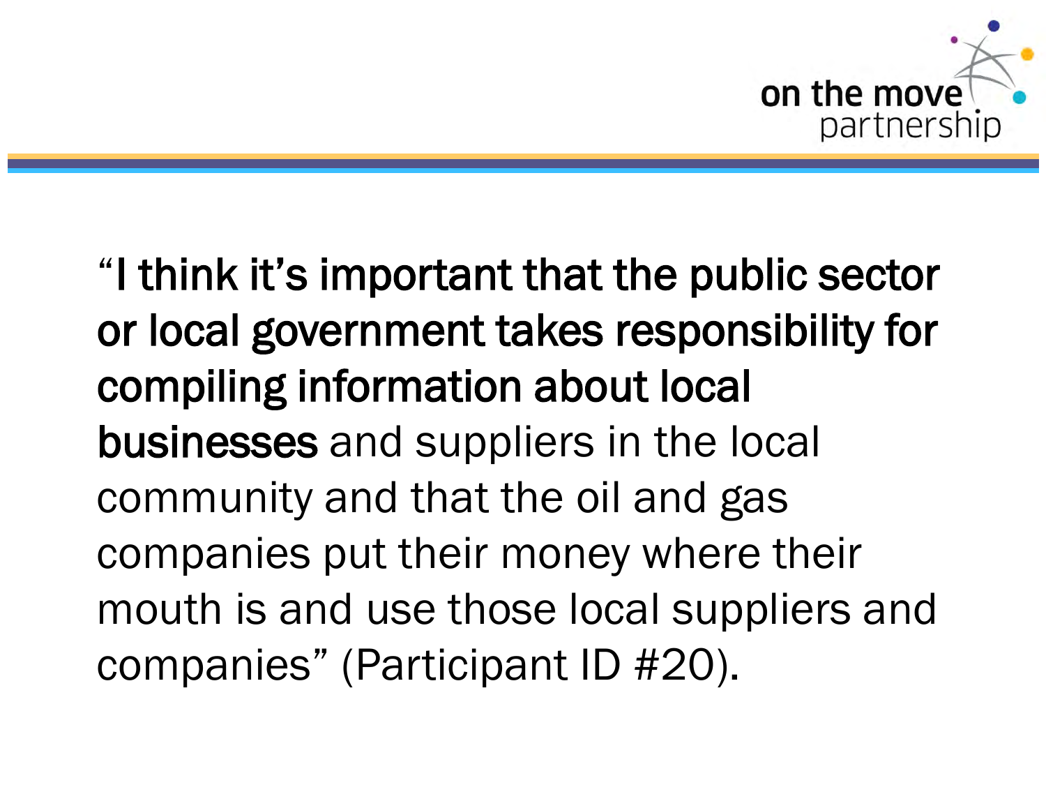**"I think it's important that the public sector or local government takes responsibility for compiling information about local businesses** and suppliers in the local community and that the oil and gas companies put their money where their mouth is and use those local suppliers and companies" (Participant ID #20).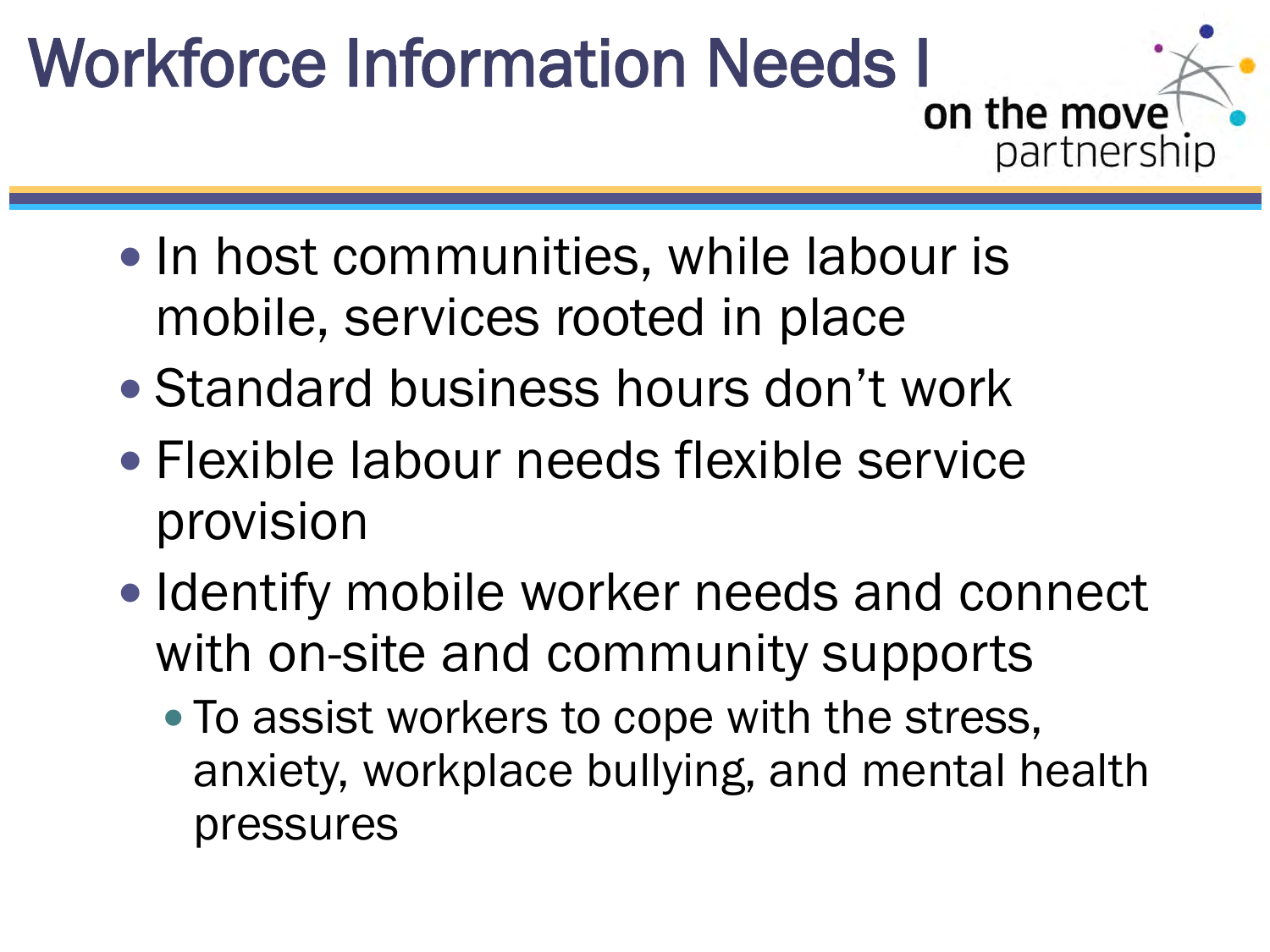# Workforce Information Needs I

- In host communities, while labour is mobile, services rooted in place
- Standard business hours don't work
- Flexible labour needs flexible service provision
- Identify mobile worker needs and connect with on-site and community supports
  - To assist workers to cope with the stress, anxiety, workplace bullying, and mental health pressures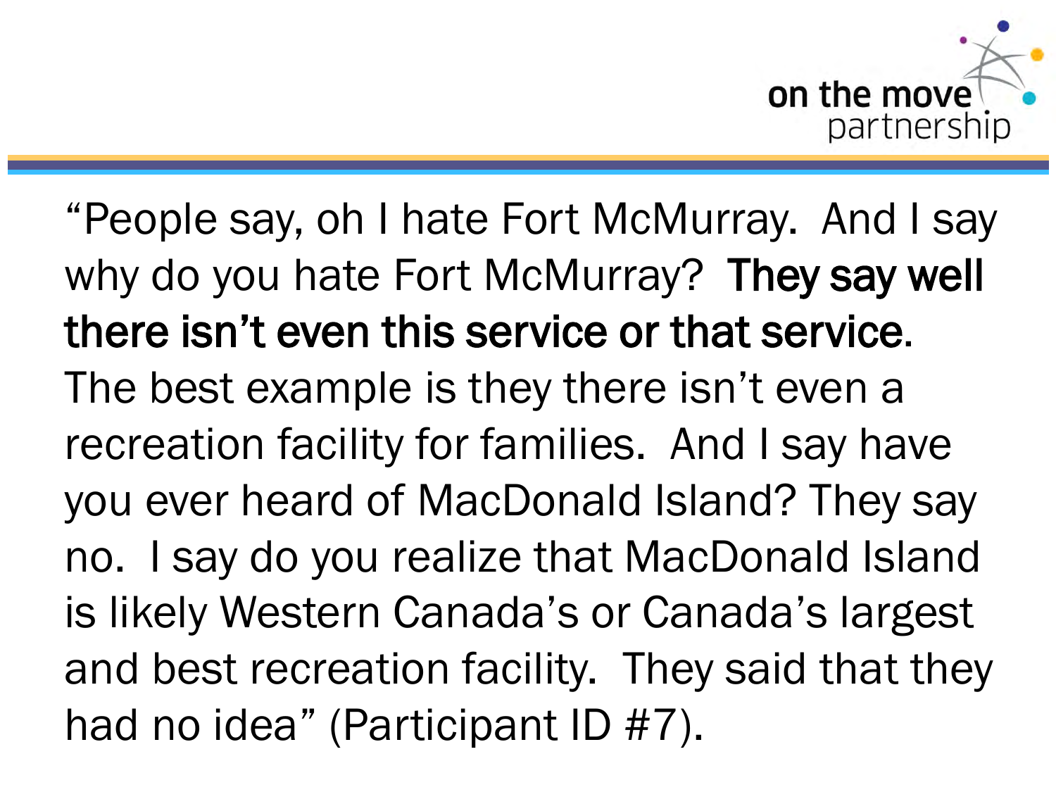"People say, oh I hate Fort McMurray. And I say why do you hate Fort McMurray? **They say well there isn't even this service or that service.** The best example is they there isn't even a recreation facility for families. And I say have you ever heard of MacDonald Island? They say no. I say do you realize that MacDonald Island is likely Western Canada's or Canada's largest and best recreation facility. They said that they had no idea" (Participant ID #7).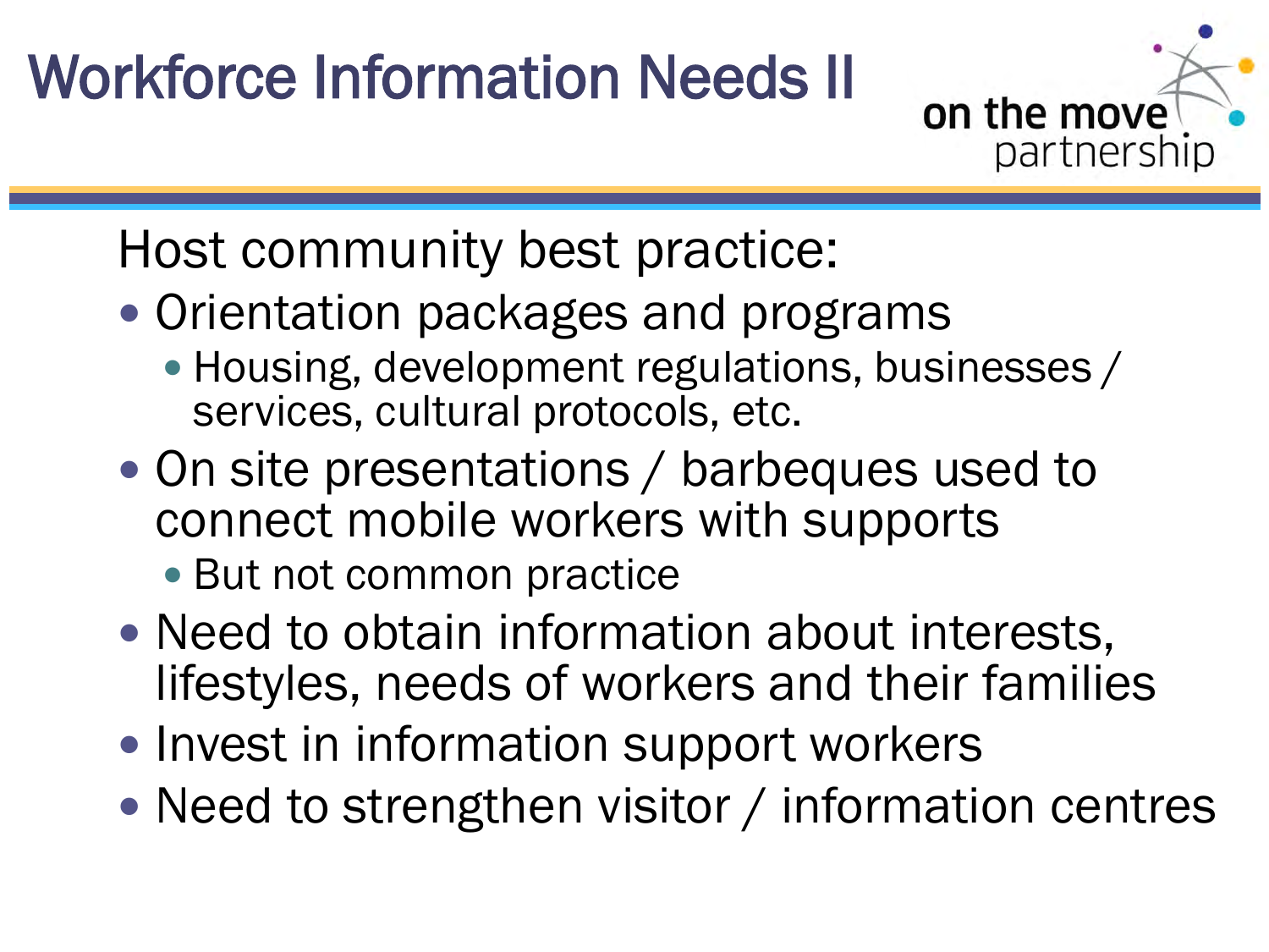# Workforce Information Needs II

Host community best practice:

- Orientation packages and programs
  - Housing, development regulations, businesses / services, cultural protocols, etc.
- On site presentations / barbeques used to connect mobile workers with supports
  - But not common practice
- Need to obtain information about interests, lifestyles, needs of workers and their families
- Invest in information support workers
- Need to strengthen visitor / information centres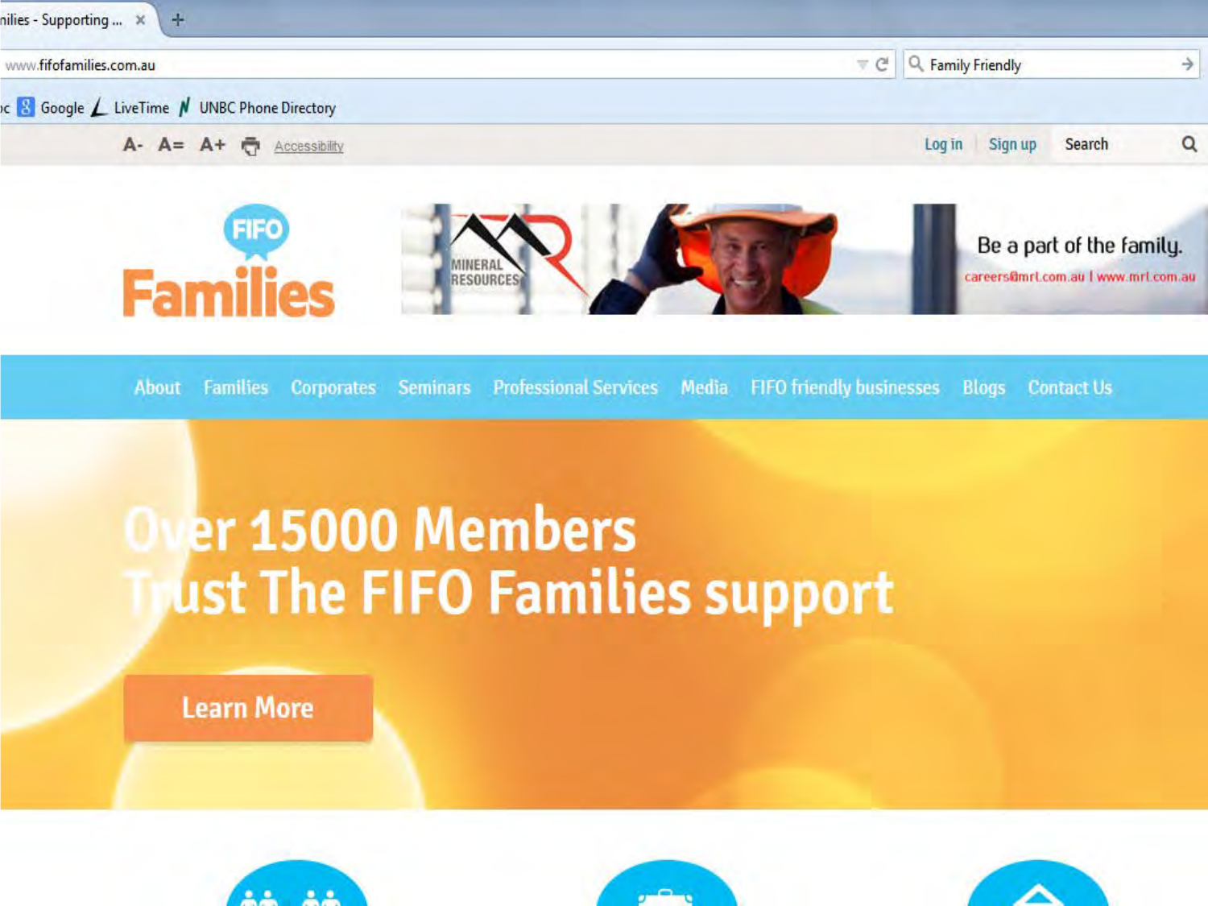nilies - Supporting ...

www.fifofamilies.com.au

Family Friendly

Google LiveTime UNBC Phone Directory

A- A= A+ Accessibility

Log in | Sign up Search

FIFO Families

MINERAL RESOURCES

Be a part of the family.

careers@mrl.com.au | www.mrl.com.au

About Families Corporates Seminars Professional Services Media FIFO friendly businesses Blogs Contact Us

# Over 15000 Members Trust The FIFO Families support

Learn More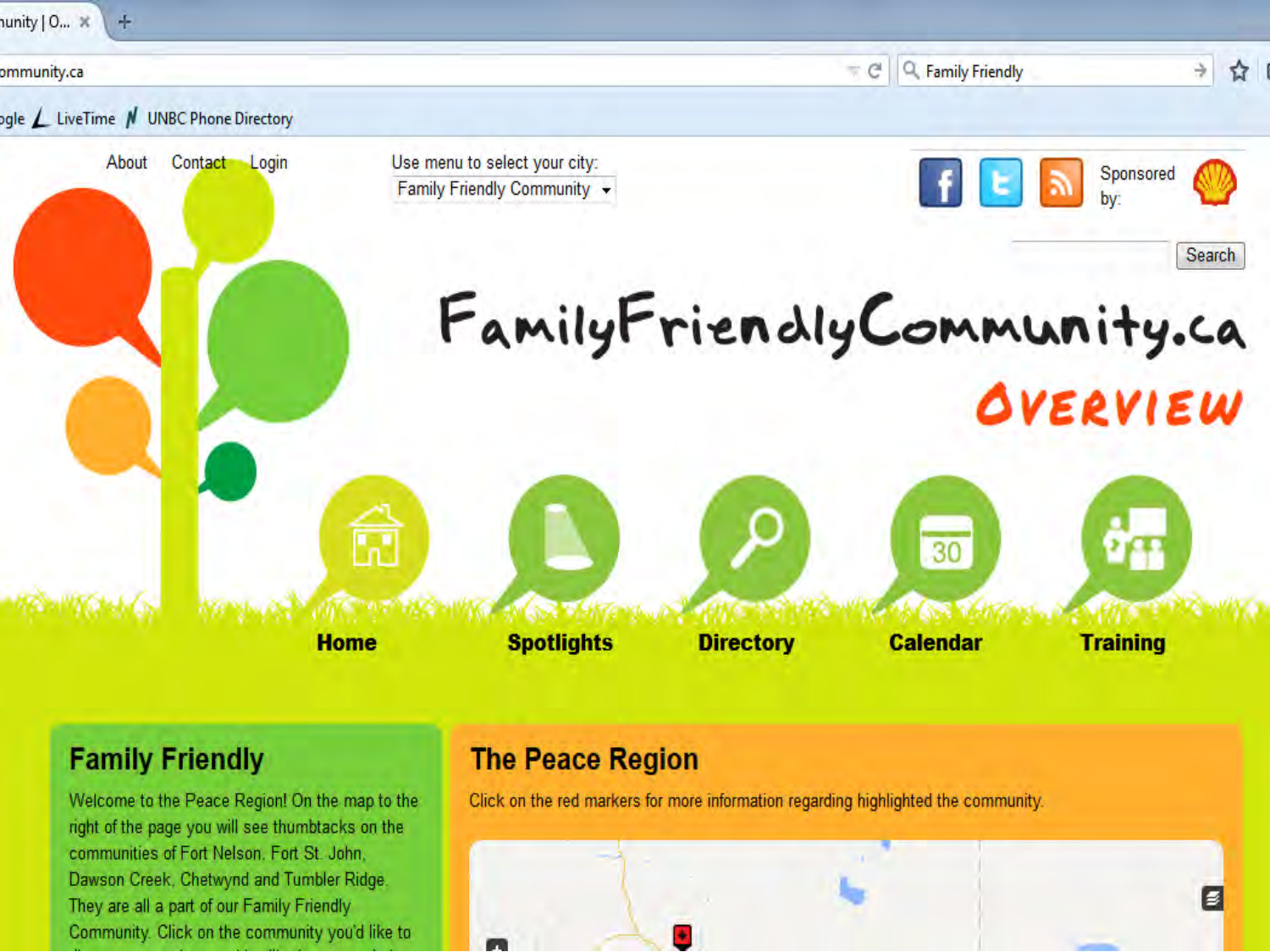About Contact Login

Use menu to select your city: Family Friendly Community

Sponsored by:

Search

# FamilyFriendlyCommunity.ca

## OVERVIEW

Home | Spotlights | Directory | Calendar | Training

## Family Friendly

Welcome to the Peace Region! On the map to the right of the page you will see thumbtacks on the communities of Fort Nelson, Fort St. John, Dawson Creek, Chetwynd and Tumbler Ridge. They are all a part of our Family Friendly Community. Click on the community you'd like to

## The Peace Region

Click on the red markers for more information regarding highlighted the community.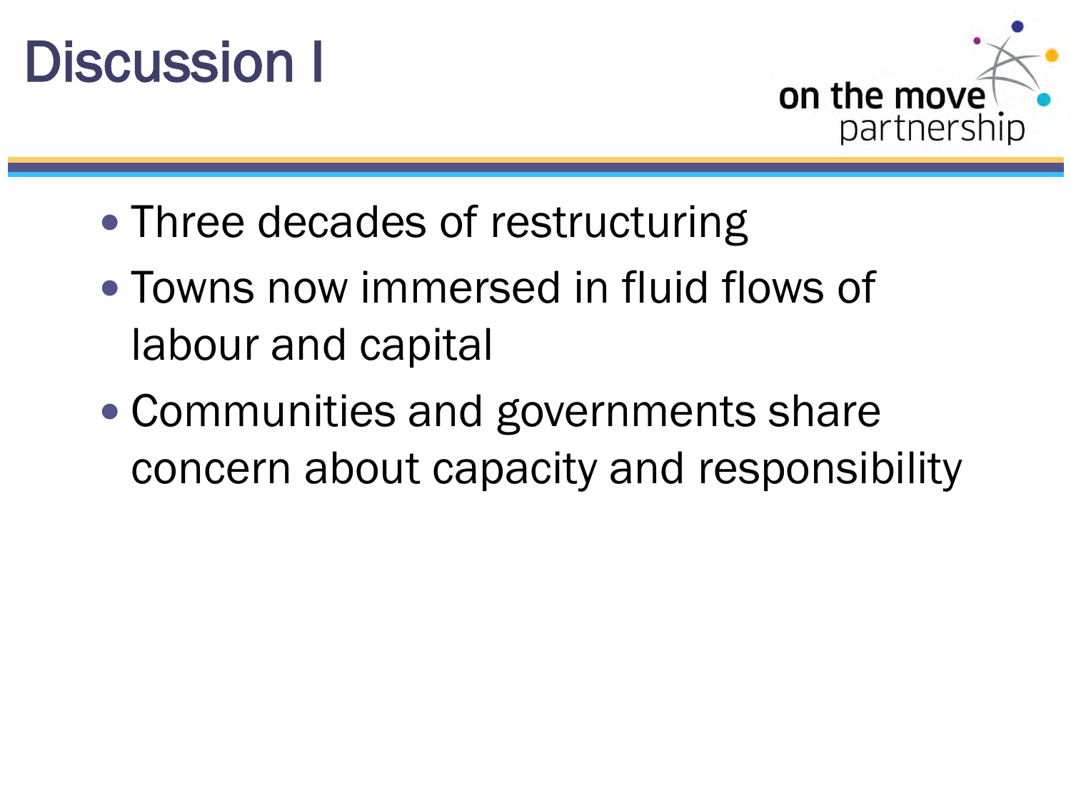# Discussion I

- Three decades of restructuring
- Towns now immersed in fluid flows of labour and capital
- Communities and governments share concern about capacity and responsibility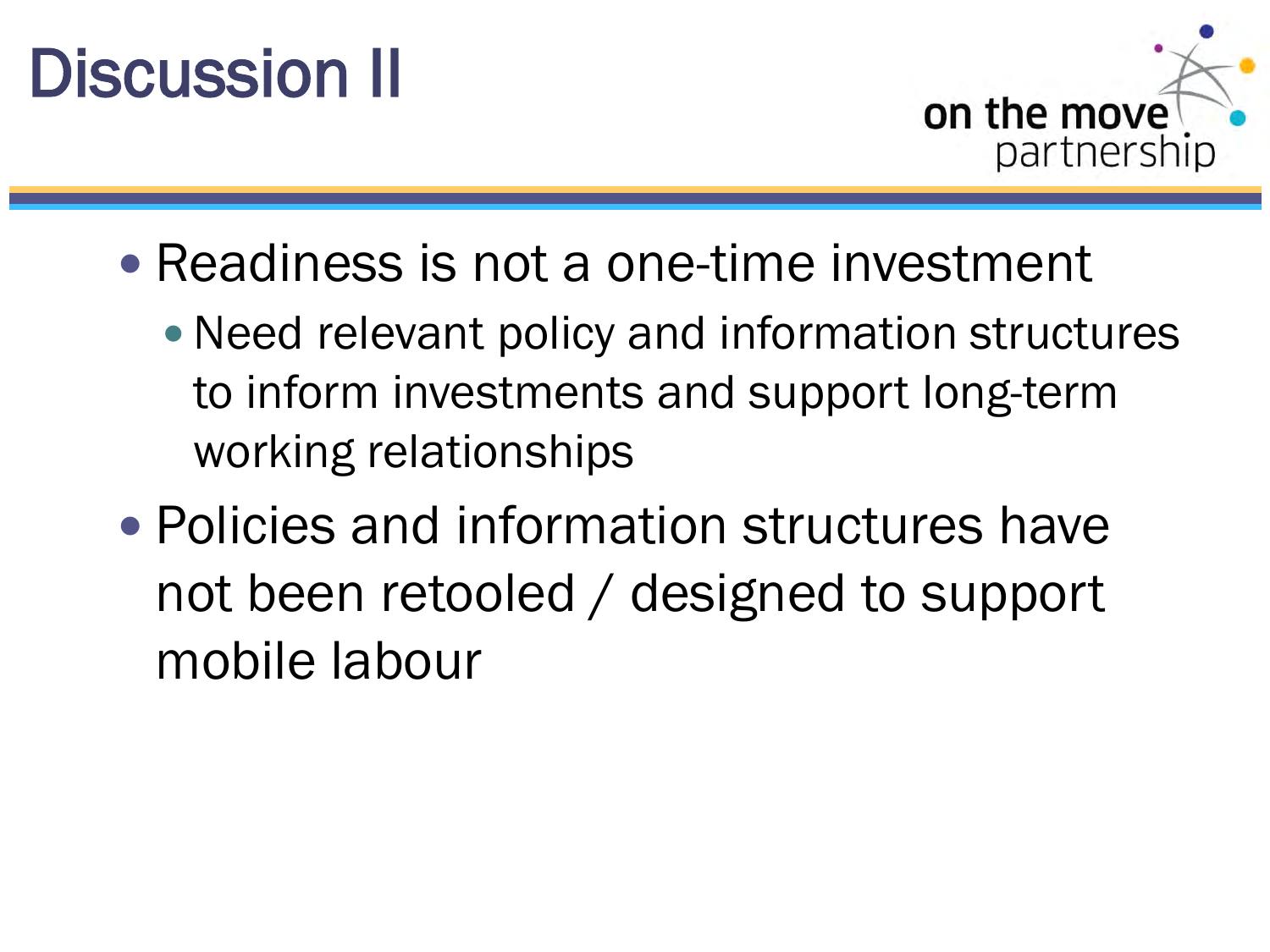# Discussion II

- Readiness is not a one-time investment
  - Need relevant policy and information structures to inform investments and support long-term working relationships
- Policies and information structures have not been retooled / designed to support mobile labour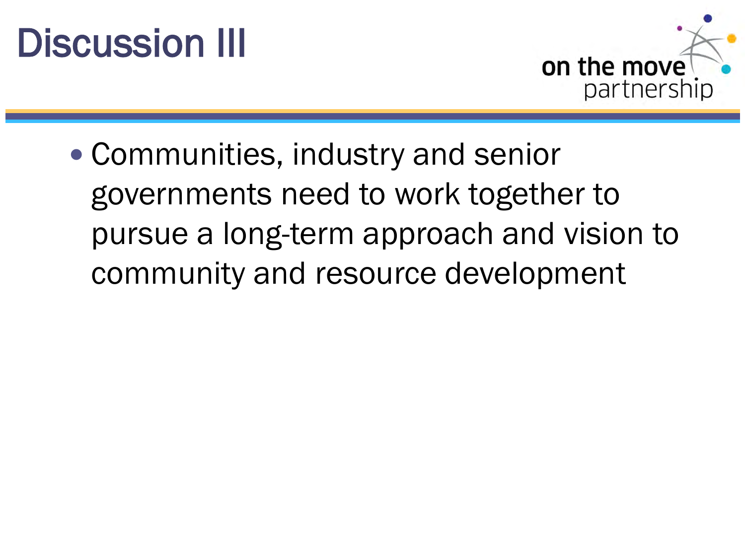# Discussion III

- Communities, industry and senior governments need to work together to pursue a long-term approach and vision to community and resource development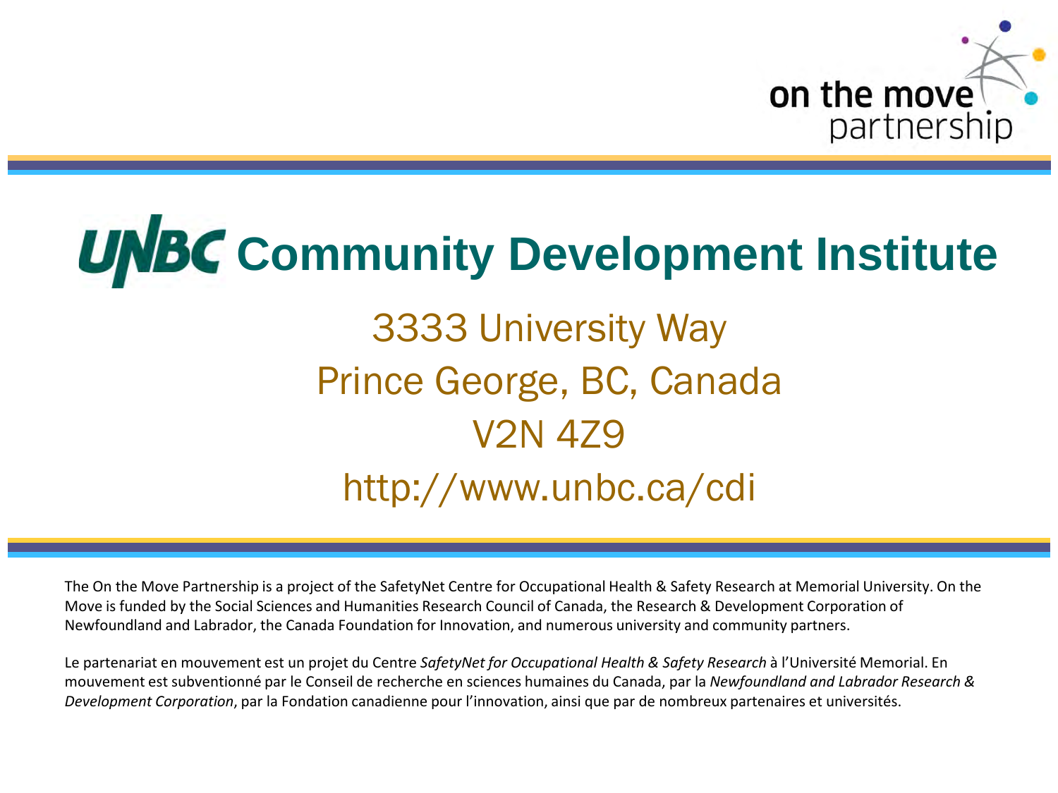on the move partnership

# UNBC Community Development Institute

3333 University Way
Prince George, BC, Canada
V2N 4Z9
http://www.unbc.ca/cdi

The On the Move Partnership is a project of the SafetyNet Centre for Occupational Health & Safety Research at Memorial University. On the Move is funded by the Social Sciences and Humanities Research Council of Canada, the Research & Development Corporation of Newfoundland and Labrador, the Canada Foundation for Innovation, and numerous university and community partners.

Le partenariat en mouvement est un projet du Centre *SafetyNet for Occupational Health & Safety Research* à l'Université Memorial. En mouvement est subventionné par le Conseil de recherche en sciences humaines du Canada, par la *Newfoundland and Labrador Research & Development Corporation*, par la Fondation canadienne pour l'innovation, ainsi que par de nombreux partenaires et universités.